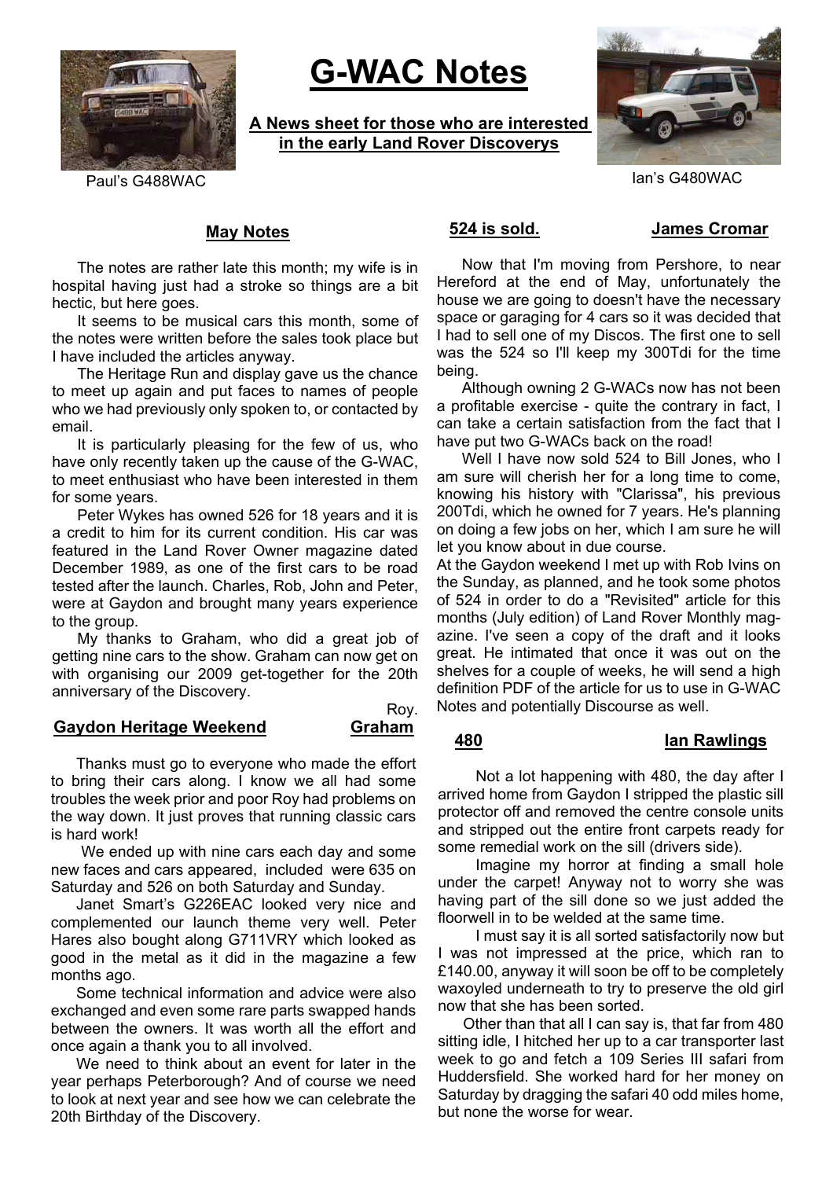# G-WAC Notes

**A News sheet for those who are interested in the early Land Rover Discoverys**

Paul's G488WAC

Ian's G480WAC

## May Notes

The notes are rather late this month; my wife is in hospital having just had a stroke so things are a bit hectic, but here goes.

It seems to be musical cars this month, some of the notes were written before the sales took place but I have included the articles anyway.

The Heritage Run and display gave us the chance to meet up again and put faces to names of people who we had previously only spoken to, or contacted by email.

It is particularly pleasing for the few of us, who have only recently taken up the cause of the G-WAC, to meet enthusiast who have been interested in them for some years.

Peter Wykes has owned 526 for 18 years and it is a credit to him for its current condition. His car was featured in the Land Rover Owner magazine dated December 1989, as one of the first cars to be road tested after the launch. Charles, Rob, John and Peter, were at Gaydon and brought many years experience to the group.

My thanks to Graham, who did a great job of getting nine cars to the show. Graham can now get on with organising our 2009 get-together for the 20th anniversary of the Discovery.

Roy.

## Gaydon Heritage Weekend — Graham

Thanks must go to everyone who made the effort to bring their cars along. I know we all had some troubles the week prior and poor Roy had problems on the way down. It just proves that running classic cars is hard work!

We ended up with nine cars each day and some new faces and cars appeared, included were 635 on Saturday and 526 on both Saturday and Sunday.

Janet Smart's G226EAC looked very nice and complemented our launch theme very well. Peter Hares also bought along G711VRY which looked as good in the metal as it did in the magazine a few months ago.

Some technical information and advice were also exchanged and even some rare parts swapped hands between the owners. It was worth all the effort and once again a thank you to all involved.

We need to think about an event for later in the year perhaps Peterborough? And of course we need to look at next year and see how we can celebrate the 20th Birthday of the Discovery.

## 524 is sold. — James Cromar

Now that I'm moving from Pershore, to near Hereford at the end of May, unfortunately the house we are going to doesn't have the necessary space or garaging for 4 cars so it was decided that I had to sell one of my Discos. The first one to sell was the 524 so I'll keep my 300Tdi for the time being.

Although owning 2 G-WACs now has not been a profitable exercise - quite the contrary in fact, I can take a certain satisfaction from the fact that I have put two G-WACs back on the road!

Well I have now sold 524 to Bill Jones, who I am sure will cherish her for a long time to come, knowing his history with "Clarissa", his previous 200Tdi, which he owned for 7 years. He's planning on doing a few jobs on her, which I am sure he will let you know about in due course.

At the Gaydon weekend I met up with Rob Ivins on the Sunday, as planned, and he took some photos of 524 in order to do a "Revisited" article for this months (July edition) of Land Rover Monthly magazine. I've seen a copy of the draft and it looks great. He intimated that once it was out on the shelves for a couple of weeks, he will send a high definition PDF of the article for us to use in G-WAC Notes and potentially Discourse as well.

## 480 — Ian Rawlings

Not a lot happening with 480, the day after I arrived home from Gaydon I stripped the plastic sill protector off and removed the centre console units and stripped out the entire front carpets ready for some remedial work on the sill (drivers side).

Imagine my horror at finding a small hole under the carpet! Anyway not to worry she was having part of the sill done so we just added the floorwell in to be welded at the same time.

I must say it is all sorted satisfactorily now but I was not impressed at the price, which ran to £140.00, anyway it will soon be off to be completely waxoyled underneath to try to preserve the old girl now that she has been sorted.

Other than that all I can say is, that far from 480 sitting idle, I hitched her up to a car transporter last week to go and fetch a 109 Series III safari from Huddersfield. She worked hard for her money on Saturday by dragging the safari 40 odd miles home, but none the worse for wear.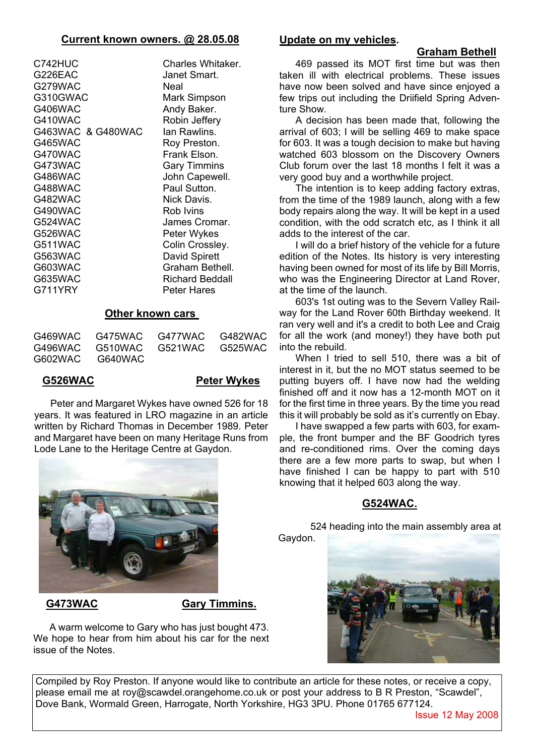## Current known owners. @ 28.05.08

| | |
|---|---|
| C742HUC | Charles Whitaker. |
| G226EAC | Janet Smart. |
| G279WAC | Neal |
| G310GWAC | Mark Simpson |
| G406WAC | Andy Baker. |
| G410WAC | Robin Jeffery |
| G463WAC & G480WAC | Ian Rawlins. |
| G465WAC | Roy Preston. |
| G470WAC | Frank Elson. |
| G473WAC | Gary Timmins |
| G486WAC | John Capewell. |
| G488WAC | Paul Sutton. |
| G482WAC | Nick Davis. |
| G490WAC | Rob Ivins |
| G524WAC | James Cromar. |
| G526WAC | Peter Wykes |
| G511WAC | Colin Crossley. |
| G563WAC | David Spirett |
| G603WAC | Graham Bethell. |
| G635WAC | Richard Beddall |
| G711YRY | Peter Hares |

## Other known cars

| | | | |
|---|---|---|---|
| G469WAC | G475WAC | G477WAC | G482WAC |
| G496WAC | G510WAC | G521WAC | G525WAC |
| G602WAC | G640WAC | | |

## G526WAC — Peter Wykes

Peter and Margaret Wykes have owned 526 for 18 years. It was featured in LRO magazine in an article written by Richard Thomas in December 1989. Peter and Margaret have been on many Heritage Runs from Lode Lane to the Heritage Centre at Gaydon.

## G473WAC — Gary Timmins.

A warm welcome to Gary who has just bought 473. We hope to hear from him about his car for the next issue of the Notes.

## Update on my vehicles.

**Graham Bethell**

469 passed its MOT first time but was then taken ill with electrical problems. These issues have now been solved and have since enjoyed a few trips out including the Driifield Spring Adventure Show.

A decision has been made that, following the arrival of 603; I will be selling 469 to make space for 603. It was a tough decision to make but having watched 603 blossom on the Discovery Owners Club forum over the last 18 months I felt it was a very good buy and a worthwhile project.

The intention is to keep adding factory extras, from the time of the 1989 launch, along with a few body repairs along the way. It will be kept in a used condition, with the odd scratch etc, as I think it all adds to the interest of the car.

I will do a brief history of the vehicle for a future edition of the Notes. Its history is very interesting having been owned for most of its life by Bill Morris, who was the Engineering Director at Land Rover, at the time of the launch.

603's 1st outing was to the Severn Valley Railway for the Land Rover 60th Birthday weekend. It ran very well and it's a credit to both Lee and Craig for all the work (and money!) they have both put into the rebuild.

When I tried to sell 510, there was a bit of interest in it, but the no MOT status seemed to be putting buyers off. I have now had the welding finished off and it now has a 12-month MOT on it for the first time in three years. By the time you read this it will probably be sold as it's currently on Ebay.

I have swapped a few parts with 603, for example, the front bumper and the BF Goodrich tyres and re-conditioned rims. Over the coming days there are a few more parts to swap, but when I have finished I can be happy to part with 510 knowing that it helped 603 along the way.

## G524WAC.

524 heading into the main assembly area at Gaydon.

Compiled by Roy Preston. If anyone would like to contribute an article for these notes, or receive a copy, please email me at roy@scawdel.orangehome.co.uk or post your address to B R Preston, "Scawdel", Dove Bank, Wormald Green, Harrogate, North Yorkshire, HG3 3PU. Phone 01765 677124.

Issue 12 May 2008